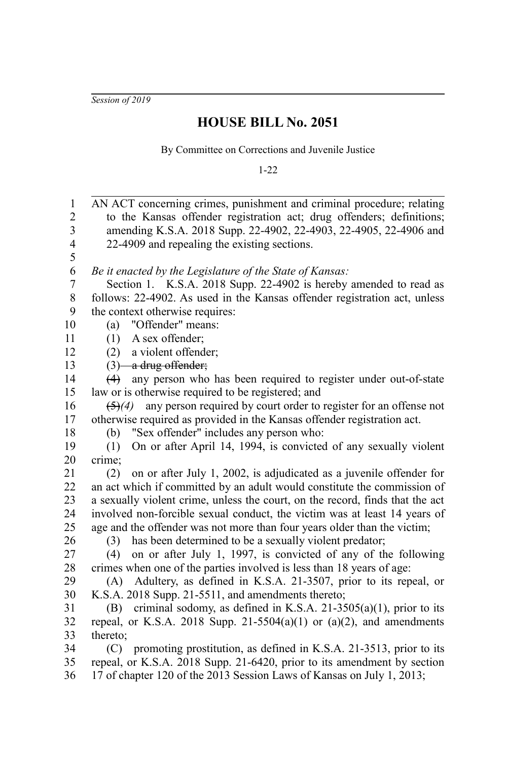*Session of 2019*

# HOUSE BILL No. 2051

By Committee on Corrections and Juvenile Justice

1-22

AN ACT concerning crimes, punishment and criminal procedure; relating to the Kansas offender registration act; drug offenders; definitions; amending K.S.A. 2018 Supp. 22-4902, 22-4903, 22-4905, 22-4906 and 22-4909 and repealing the existing sections.

*Be it enacted by the Legislature of the State of Kansas:*

Section 1. K.S.A. 2018 Supp. 22-4902 is hereby amended to read as follows: 22-4902. As used in the Kansas offender registration act, unless the context otherwise requires:

(a) "Offender" means:

(1) A sex offender;

(2) a violent offender;

(3) ~~a drug offender;~~

~~(4)~~ any person who has been required to register under out-of-state law or is otherwise required to be registered; and

~~(5)~~*(4)* any person required by court order to register for an offense not otherwise required as provided in the Kansas offender registration act.

(b) "Sex offender" includes any person who:

(1) On or after April 14, 1994, is convicted of any sexually violent crime;

(2) on or after July 1, 2002, is adjudicated as a juvenile offender for an act which if committed by an adult would constitute the commission of a sexually violent crime, unless the court, on the record, finds that the act involved non-forcible sexual conduct, the victim was at least 14 years of age and the offender was not more than four years older than the victim;

(3) has been determined to be a sexually violent predator;

(4) on or after July 1, 1997, is convicted of any of the following crimes when one of the parties involved is less than 18 years of age:

(A) Adultery, as defined in K.S.A. 21-3507, prior to its repeal, or K.S.A. 2018 Supp. 21-5511, and amendments thereto;

(B) criminal sodomy, as defined in K.S.A. 21-3505(a)(1), prior to its repeal, or K.S.A. 2018 Supp. 21-5504(a)(1) or (a)(2), and amendments thereto;

(C) promoting prostitution, as defined in K.S.A. 21-3513, prior to its repeal, or K.S.A. 2018 Supp. 21-6420, prior to its amendment by section 17 of chapter 120 of the 2013 Session Laws of Kansas on July 1, 2013;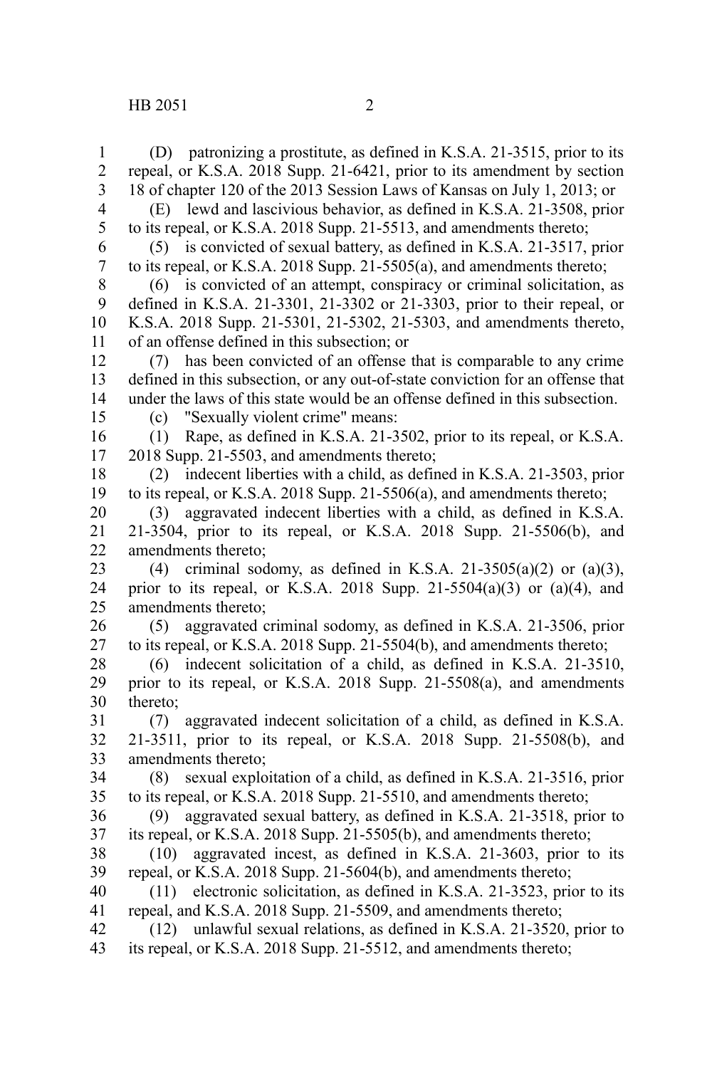(D) patronizing a prostitute, as defined in K.S.A. 21-3515, prior to its repeal, or K.S.A. 2018 Supp. 21-6421, prior to its amendment by section 18 of chapter 120 of the 2013 Session Laws of Kansas on July 1, 2013; or

(E) lewd and lascivious behavior, as defined in K.S.A. 21-3508, prior to its repeal, or K.S.A. 2018 Supp. 21-5513, and amendments thereto;

(5) is convicted of sexual battery, as defined in K.S.A. 21-3517, prior to its repeal, or K.S.A. 2018 Supp. 21-5505(a), and amendments thereto;

(6) is convicted of an attempt, conspiracy or criminal solicitation, as defined in K.S.A. 21-3301, 21-3302 or 21-3303, prior to their repeal, or K.S.A. 2018 Supp. 21-5301, 21-5302, 21-5303, and amendments thereto, of an offense defined in this subsection; or

(7) has been convicted of an offense that is comparable to any crime defined in this subsection, or any out-of-state conviction for an offense that under the laws of this state would be an offense defined in this subsection.

(c) "Sexually violent crime" means:

(1) Rape, as defined in K.S.A. 21-3502, prior to its repeal, or K.S.A. 2018 Supp. 21-5503, and amendments thereto;

(2) indecent liberties with a child, as defined in K.S.A. 21-3503, prior to its repeal, or K.S.A. 2018 Supp. 21-5506(a), and amendments thereto;

(3) aggravated indecent liberties with a child, as defined in K.S.A. 21-3504, prior to its repeal, or K.S.A. 2018 Supp. 21-5506(b), and amendments thereto;

(4) criminal sodomy, as defined in K.S.A. 21-3505(a)(2) or (a)(3), prior to its repeal, or K.S.A. 2018 Supp. 21-5504(a)(3) or (a)(4), and amendments thereto;

(5) aggravated criminal sodomy, as defined in K.S.A. 21-3506, prior to its repeal, or K.S.A. 2018 Supp. 21-5504(b), and amendments thereto;

(6) indecent solicitation of a child, as defined in K.S.A. 21-3510, prior to its repeal, or K.S.A. 2018 Supp. 21-5508(a), and amendments thereto;

(7) aggravated indecent solicitation of a child, as defined in K.S.A. 21-3511, prior to its repeal, or K.S.A. 2018 Supp. 21-5508(b), and amendments thereto;

(8) sexual exploitation of a child, as defined in K.S.A. 21-3516, prior to its repeal, or K.S.A. 2018 Supp. 21-5510, and amendments thereto;

(9) aggravated sexual battery, as defined in K.S.A. 21-3518, prior to its repeal, or K.S.A. 2018 Supp. 21-5505(b), and amendments thereto;

(10) aggravated incest, as defined in K.S.A. 21-3603, prior to its repeal, or K.S.A. 2018 Supp. 21-5604(b), and amendments thereto;

(11) electronic solicitation, as defined in K.S.A. 21-3523, prior to its repeal, and K.S.A. 2018 Supp. 21-5509, and amendments thereto;

(12) unlawful sexual relations, as defined in K.S.A. 21-3520, prior to its repeal, or K.S.A. 2018 Supp. 21-5512, and amendments thereto;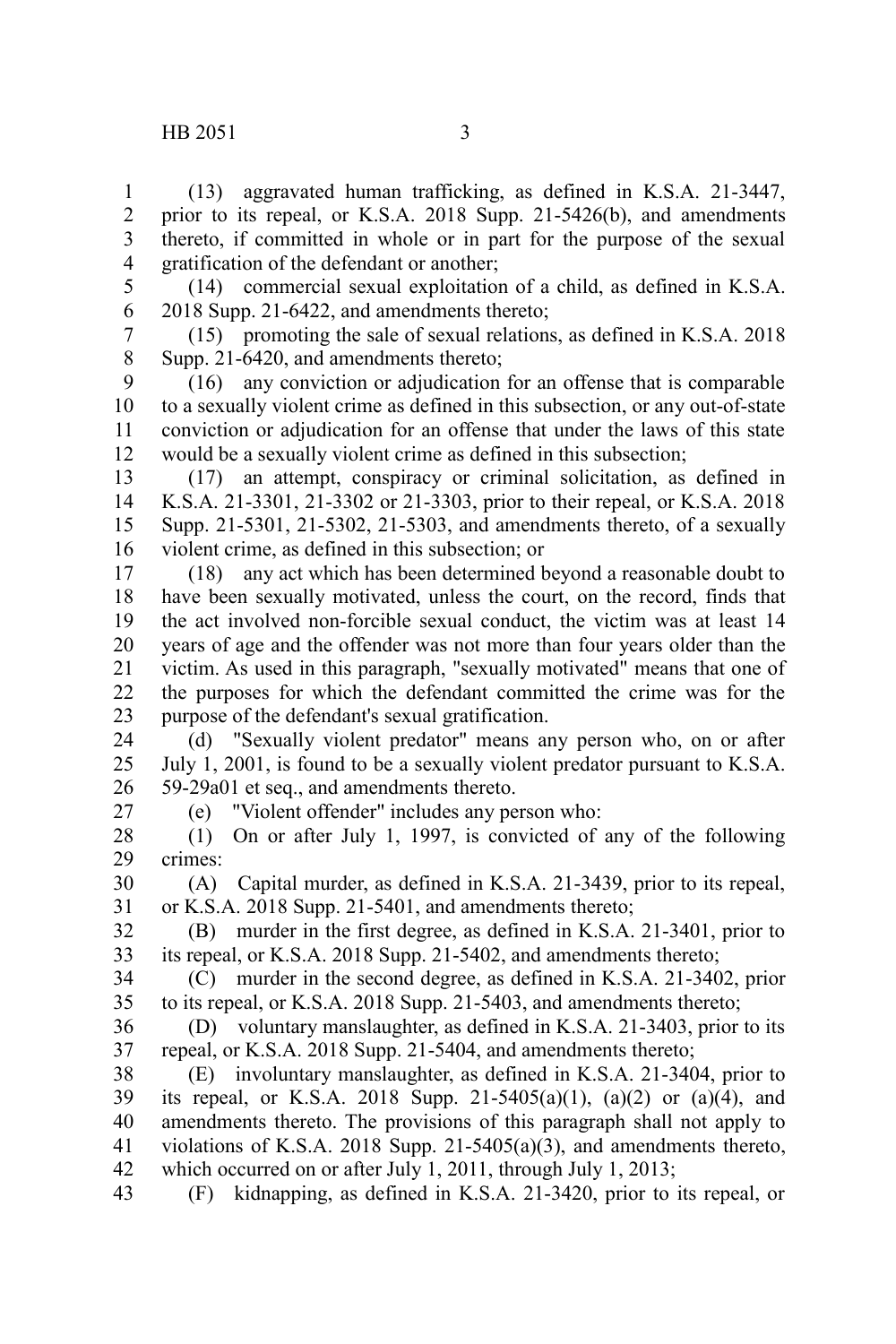(13) aggravated human trafficking, as defined in K.S.A. 21-3447, prior to its repeal, or K.S.A. 2018 Supp. 21-5426(b), and amendments thereto, if committed in whole or in part for the purpose of the sexual gratification of the defendant or another;

(14) commercial sexual exploitation of a child, as defined in K.S.A. 2018 Supp. 21-6422, and amendments thereto;

(15) promoting the sale of sexual relations, as defined in K.S.A. 2018 Supp. 21-6420, and amendments thereto;

(16) any conviction or adjudication for an offense that is comparable to a sexually violent crime as defined in this subsection, or any out-of-state conviction or adjudication for an offense that under the laws of this state would be a sexually violent crime as defined in this subsection;

(17) an attempt, conspiracy or criminal solicitation, as defined in K.S.A. 21-3301, 21-3302 or 21-3303, prior to their repeal, or K.S.A. 2018 Supp. 21-5301, 21-5302, 21-5303, and amendments thereto, of a sexually violent crime, as defined in this subsection; or

(18) any act which has been determined beyond a reasonable doubt to have been sexually motivated, unless the court, on the record, finds that the act involved non-forcible sexual conduct, the victim was at least 14 years of age and the offender was not more than four years older than the victim. As used in this paragraph, "sexually motivated" means that one of the purposes for which the defendant committed the crime was for the purpose of the defendant's sexual gratification.

(d) "Sexually violent predator" means any person who, on or after July 1, 2001, is found to be a sexually violent predator pursuant to K.S.A. 59-29a01 et seq., and amendments thereto.

(e) "Violent offender" includes any person who:

(1) On or after July 1, 1997, is convicted of any of the following crimes:

(A) Capital murder, as defined in K.S.A. 21-3439, prior to its repeal, or K.S.A. 2018 Supp. 21-5401, and amendments thereto;

(B) murder in the first degree, as defined in K.S.A. 21-3401, prior to its repeal, or K.S.A. 2018 Supp. 21-5402, and amendments thereto;

(C) murder in the second degree, as defined in K.S.A. 21-3402, prior to its repeal, or K.S.A. 2018 Supp. 21-5403, and amendments thereto;

(D) voluntary manslaughter, as defined in K.S.A. 21-3403, prior to its repeal, or K.S.A. 2018 Supp. 21-5404, and amendments thereto;

(E) involuntary manslaughter, as defined in K.S.A. 21-3404, prior to its repeal, or K.S.A. 2018 Supp. 21-5405(a)(1), (a)(2) or (a)(4), and amendments thereto. The provisions of this paragraph shall not apply to violations of K.S.A. 2018 Supp. 21-5405(a)(3), and amendments thereto, which occurred on or after July 1, 2011, through July 1, 2013;

(F) kidnapping, as defined in K.S.A. 21-3420, prior to its repeal, or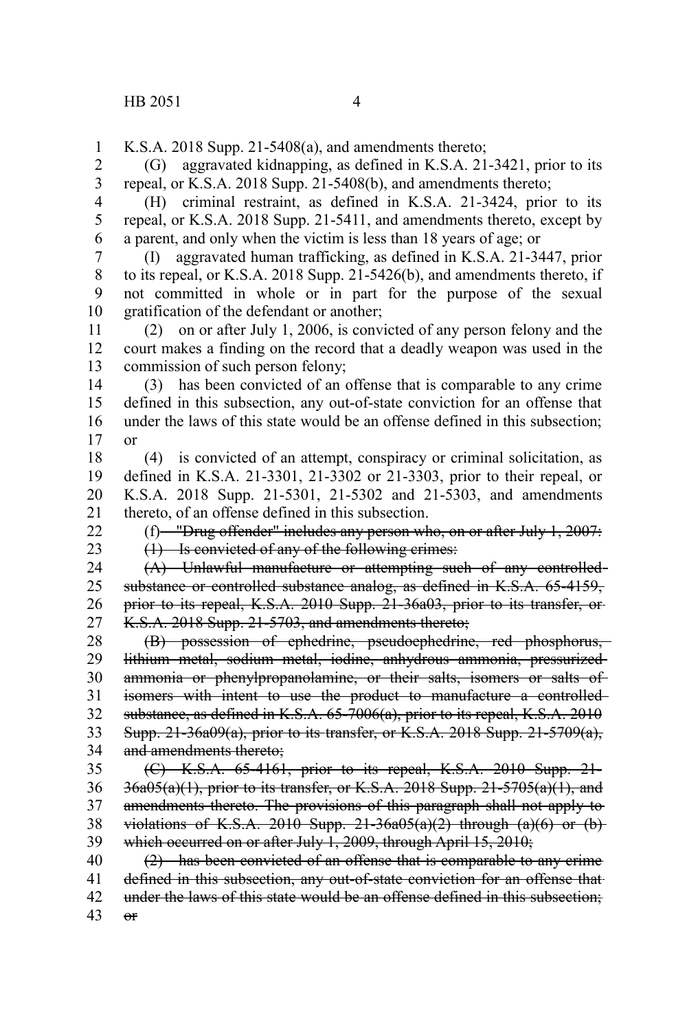K.S.A. 2018 Supp. 21-5408(a), and amendments thereto;

(G) aggravated kidnapping, as defined in K.S.A. 21-3421, prior to its repeal, or K.S.A. 2018 Supp. 21-5408(b), and amendments thereto;

(H) criminal restraint, as defined in K.S.A. 21-3424, prior to its repeal, or K.S.A. 2018 Supp. 21-5411, and amendments thereto, except by a parent, and only when the victim is less than 18 years of age; or

(I) aggravated human trafficking, as defined in K.S.A. 21-3447, prior to its repeal, or K.S.A. 2018 Supp. 21-5426(b), and amendments thereto, if not committed in whole or in part for the purpose of the sexual gratification of the defendant or another;

(2) on or after July 1, 2006, is convicted of any person felony and the court makes a finding on the record that a deadly weapon was used in the commission of such person felony;

(3) has been convicted of an offense that is comparable to any crime defined in this subsection, any out-of-state conviction for an offense that under the laws of this state would be an offense defined in this subsection; or

(4) is convicted of an attempt, conspiracy or criminal solicitation, as defined in K.S.A. 21-3301, 21-3302 or 21-3303, prior to their repeal, or K.S.A. 2018 Supp. 21-5301, 21-5302 and 21-5303, and amendments thereto, of an offense defined in this subsection.

(f) ~~"Drug offender" includes any person who, on or after July 1, 2007:~~

~~(1) Is convicted of any of the following crimes:~~

~~(A) Unlawful manufacture or attempting such of any controlled substance or controlled substance analog, as defined in K.S.A. 65-4159, prior to its repeal, K.S.A. 2010 Supp. 21-36a03, prior to its transfer, or K.S.A. 2018 Supp. 21-5703, and amendments thereto;~~

~~(B) possession of ephedrine, pseudoephedrine, red phosphorus, lithium metal, sodium metal, iodine, anhydrous ammonia, pressurized ammonia or phenylpropanolamine, or their salts, isomers or salts of isomers with intent to use the product to manufacture a controlled substance, as defined in K.S.A. 65-7006(a), prior to its repeal, K.S.A. 2010 Supp. 21-36a09(a), prior to its transfer, or K.S.A. 2018 Supp. 21-5709(a), and amendments thereto;~~

~~(C) K.S.A. 65-4161, prior to its repeal, K.S.A. 2010 Supp. 21-36a05(a)(1), prior to its transfer, or K.S.A. 2018 Supp. 21-5705(a)(1), and amendments thereto. The provisions of this paragraph shall not apply to violations of K.S.A. 2010 Supp. 21-36a05(a)(2) through (a)(6) or (b) which occurred on or after July 1, 2009, through April 15, 2010;~~

~~(2) has been convicted of an offense that is comparable to any crime defined in this subsection, any out-of-state conviction for an offense that under the laws of this state would be an offense defined in this subsection; or~~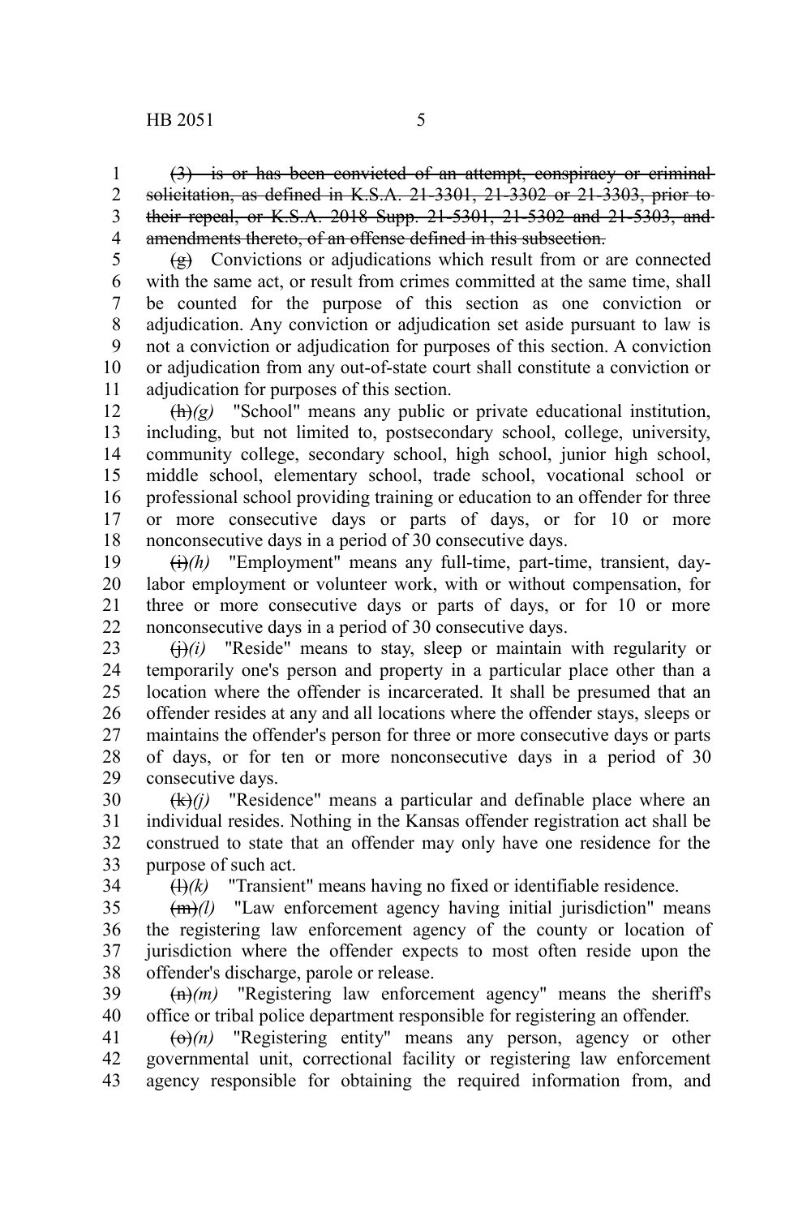~~(3) is or has been convicted of an attempt, conspiracy or criminal solicitation, as defined in K.S.A. 21-3301, 21-3302 or 21-3303, prior to their repeal, or K.S.A. 2018 Supp. 21-5301, 21-5302 and 21-5303, and amendments thereto, of an offense defined in this subsection.~~

~~(g) Convictions or adjudications which result from or are connected with the same act, or result from crimes committed at the same time, shall be counted for the purpose of this section as one conviction or adjudication. Any conviction or adjudication set aside pursuant to law is not a conviction or adjudication for purposes of this section. A conviction or adjudication from any out-of-state court shall constitute a conviction or adjudication for purposes of this section.~~

~~(h)~~*(g)* "School" means any public or private educational institution, including, but not limited to, postsecondary school, college, university, community college, secondary school, high school, junior high school, middle school, elementary school, trade school, vocational school or professional school providing training or education to an offender for three or more consecutive days or parts of days, or for 10 or more nonconsecutive days in a period of 30 consecutive days.

~~(i)~~*(h)* "Employment" means any full-time, part-time, transient, day-labor employment or volunteer work, with or without compensation, for three or more consecutive days or parts of days, or for 10 or more nonconsecutive days in a period of 30 consecutive days.

~~(j)~~*(i)* "Reside" means to stay, sleep or maintain with regularity or temporarily one's person and property in a particular place other than a location where the offender is incarcerated. It shall be presumed that an offender resides at any and all locations where the offender stays, sleeps or maintains the offender's person for three or more consecutive days or parts of days, or for ten or more nonconsecutive days in a period of 30 consecutive days.

~~(k)~~*(j)* "Residence" means a particular and definable place where an individual resides. Nothing in the Kansas offender registration act shall be construed to state that an offender may only have one residence for the purpose of such act.

~~(l)~~*(k)* "Transient" means having no fixed or identifiable residence.

~~(m)~~*(l)* "Law enforcement agency having initial jurisdiction" means the registering law enforcement agency of the county or location of jurisdiction where the offender expects to most often reside upon the offender's discharge, parole or release.

~~(n)~~*(m)* "Registering law enforcement agency" means the sheriff's office or tribal police department responsible for registering an offender.

~~(o)~~*(n)* "Registering entity" means any person, agency or other governmental unit, correctional facility or registering law enforcement agency responsible for obtaining the required information from, and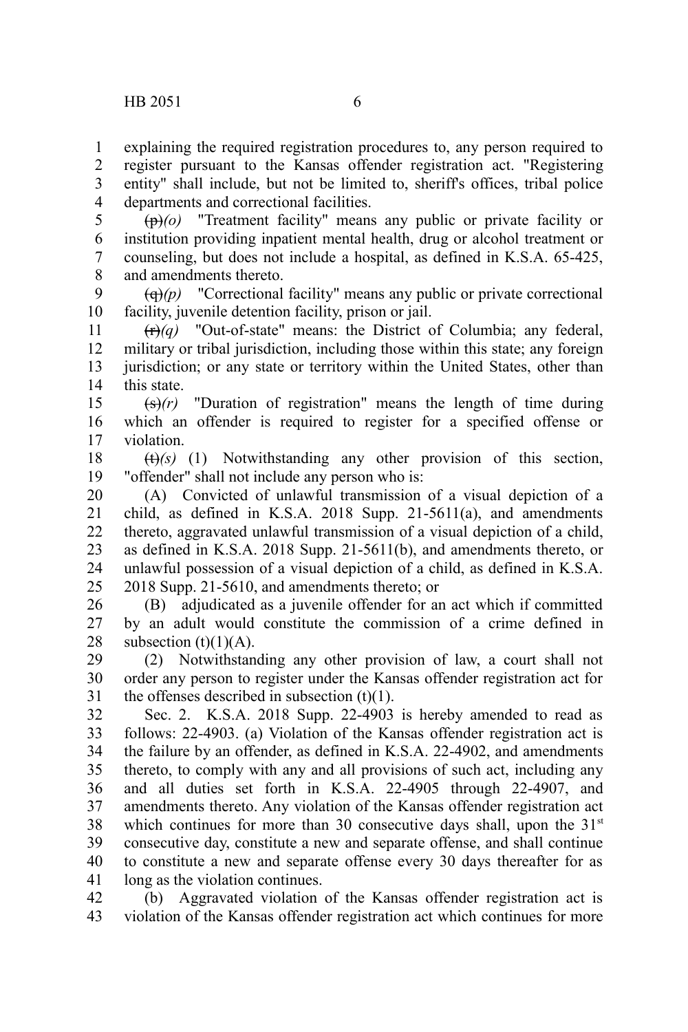explaining the required registration procedures to, any person required to register pursuant to the Kansas offender registration act. "Registering entity" shall include, but not be limited to, sheriff's offices, tribal police departments and correctional facilities.

~~(p)~~*(o)* "Treatment facility" means any public or private facility or institution providing inpatient mental health, drug or alcohol treatment or counseling, but does not include a hospital, as defined in K.S.A. 65-425, and amendments thereto.

~~(q)~~*(p)* "Correctional facility" means any public or private correctional facility, juvenile detention facility, prison or jail.

~~(r)~~*(q)* "Out-of-state" means: the District of Columbia; any federal, military or tribal jurisdiction, including those within this state; any foreign jurisdiction; or any state or territory within the United States, other than this state.

~~(s)~~*(r)* "Duration of registration" means the length of time during which an offender is required to register for a specified offense or violation.

~~(t)~~*(s)* (1) Notwithstanding any other provision of this section, "offender" shall not include any person who is:

(A) Convicted of unlawful transmission of a visual depiction of a child, as defined in K.S.A. 2018 Supp. 21-5611(a), and amendments thereto, aggravated unlawful transmission of a visual depiction of a child, as defined in K.S.A. 2018 Supp. 21-5611(b), and amendments thereto, or unlawful possession of a visual depiction of a child, as defined in K.S.A. 2018 Supp. 21-5610, and amendments thereto; or

(B) adjudicated as a juvenile offender for an act which if committed by an adult would constitute the commission of a crime defined in subsection (t)(1)(A).

(2) Notwithstanding any other provision of law, a court shall not order any person to register under the Kansas offender registration act for the offenses described in subsection (t)(1).

Sec. 2. K.S.A. 2018 Supp. 22-4903 is hereby amended to read as follows: 22-4903. (a) Violation of the Kansas offender registration act is the failure by an offender, as defined in K.S.A. 22-4902, and amendments thereto, to comply with any and all provisions of such act, including any and all duties set forth in K.S.A. 22-4905 through 22-4907, and amendments thereto. Any violation of the Kansas offender registration act which continues for more than 30 consecutive days shall, upon the 31st consecutive day, constitute a new and separate offense, and shall continue to constitute a new and separate offense every 30 days thereafter for as long as the violation continues.

(b) Aggravated violation of the Kansas offender registration act is violation of the Kansas offender registration act which continues for more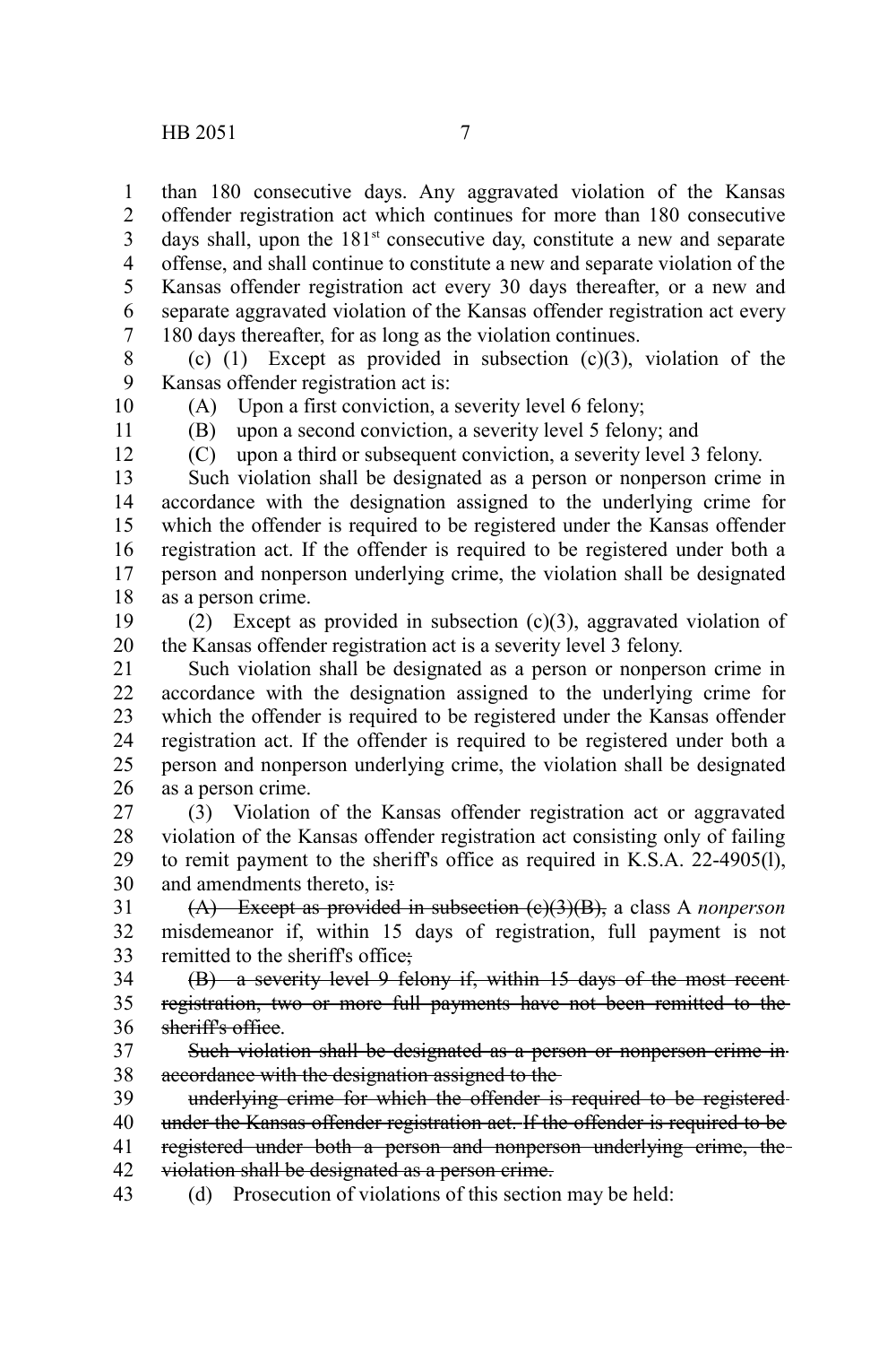than 180 consecutive days. Any aggravated violation of the Kansas offender registration act which continues for more than 180 consecutive days shall, upon the 181st consecutive day, constitute a new and separate offense, and shall continue to constitute a new and separate violation of the Kansas offender registration act every 30 days thereafter, or a new and separate aggravated violation of the Kansas offender registration act every 180 days thereafter, for as long as the violation continues.

(c) (1) Except as provided in subsection (c)(3), violation of the Kansas offender registration act is:

(A) Upon a first conviction, a severity level 6 felony;

(B) upon a second conviction, a severity level 5 felony; and

(C) upon a third or subsequent conviction, a severity level 3 felony.

Such violation shall be designated as a person or nonperson crime in accordance with the designation assigned to the underlying crime for which the offender is required to be registered under the Kansas offender registration act. If the offender is required to be registered under both a person and nonperson underlying crime, the violation shall be designated as a person crime.

(2) Except as provided in subsection (c)(3), aggravated violation of the Kansas offender registration act is a severity level 3 felony.

Such violation shall be designated as a person or nonperson crime in accordance with the designation assigned to the underlying crime for which the offender is required to be registered under the Kansas offender registration act. If the offender is required to be registered under both a person and nonperson underlying crime, the violation shall be designated as a person crime.

(3) Violation of the Kansas offender registration act or aggravated violation of the Kansas offender registration act consisting only of failing to remit payment to the sheriff's office as required in K.S.A. 22-4905(l), and amendments thereto, is~~:~~

~~(A) Except as provided in subsection (c)(3)(B),~~ a class A *nonperson* misdemeanor if, within 15 days of registration, full payment is not remitted to the sheriff's office~~;~~

~~(B) a severity level 9 felony if, within 15 days of the most recent registration, two or more full payments have not been remitted to the sheriff's office.~~

~~Such violation shall be designated as a person or nonperson crime in accordance with the designation assigned to the underlying crime for which the offender is required to be registered under the Kansas offender registration act. If the offender is required to be registered under both a person and nonperson underlying crime, the violation shall be designated as a person crime.~~

(d) Prosecution of violations of this section may be held: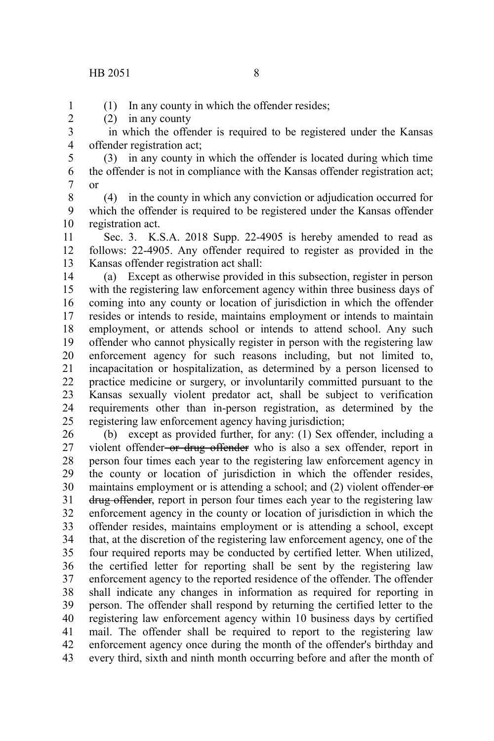(1) In any county in which the offender resides;

(2) in any county

in which the offender is required to be registered under the Kansas offender registration act;

(3) in any county in which the offender is located during which time the offender is not in compliance with the Kansas offender registration act; or

(4) in the county in which any conviction or adjudication occurred for which the offender is required to be registered under the Kansas offender registration act.

Sec. 3. K.S.A. 2018 Supp. 22-4905 is hereby amended to read as follows: 22-4905. Any offender required to register as provided in the Kansas offender registration act shall:

(a) Except as otherwise provided in this subsection, register in person with the registering law enforcement agency within three business days of coming into any county or location of jurisdiction in which the offender resides or intends to reside, maintains employment or intends to maintain employment, or attends school or intends to attend school. Any such offender who cannot physically register in person with the registering law enforcement agency for such reasons including, but not limited to, incapacitation or hospitalization, as determined by a person licensed to practice medicine or surgery, or involuntarily committed pursuant to the Kansas sexually violent predator act, shall be subject to verification requirements other than in-person registration, as determined by the registering law enforcement agency having jurisdiction;

(b) except as provided further, for any: (1) Sex offender, including a violent offender ~~or drug offender~~ who is also a sex offender, report in person four times each year to the registering law enforcement agency in the county or location of jurisdiction in which the offender resides, maintains employment or is attending a school; and (2) violent offender ~~or drug offender~~, report in person four times each year to the registering law enforcement agency in the county or location of jurisdiction in which the offender resides, maintains employment or is attending a school, except that, at the discretion of the registering law enforcement agency, one of the four required reports may be conducted by certified letter. When utilized, the certified letter for reporting shall be sent by the registering law enforcement agency to the reported residence of the offender. The offender shall indicate any changes in information as required for reporting in person. The offender shall respond by returning the certified letter to the registering law enforcement agency within 10 business days by certified mail. The offender shall be required to report to the registering law enforcement agency once during the month of the offender's birthday and every third, sixth and ninth month occurring before and after the month of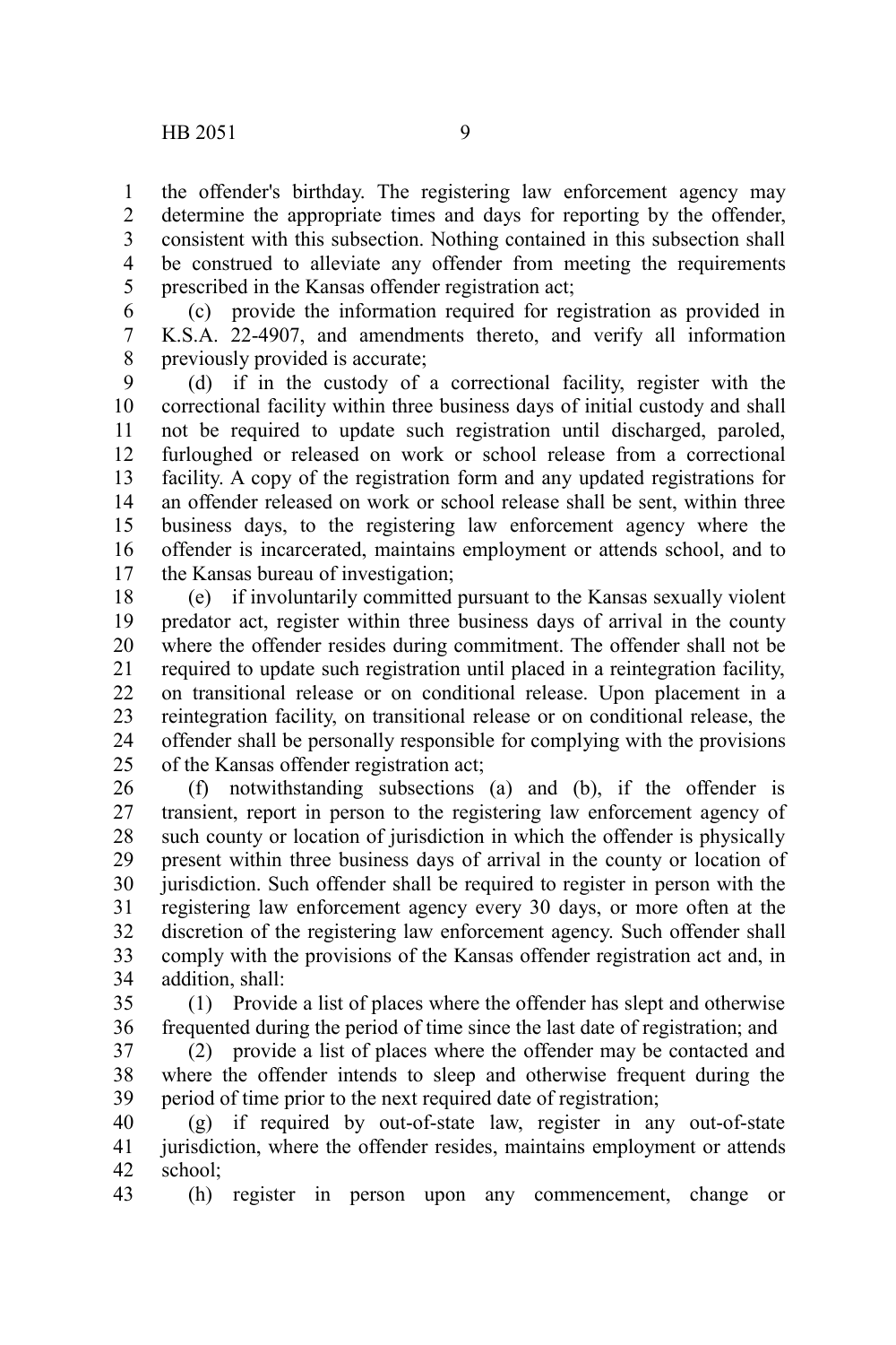the offender's birthday. The registering law enforcement agency may determine the appropriate times and days for reporting by the offender, consistent with this subsection. Nothing contained in this subsection shall be construed to alleviate any offender from meeting the requirements prescribed in the Kansas offender registration act;

(c) provide the information required for registration as provided in K.S.A. 22-4907, and amendments thereto, and verify all information previously provided is accurate;

(d) if in the custody of a correctional facility, register with the correctional facility within three business days of initial custody and shall not be required to update such registration until discharged, paroled, furloughed or released on work or school release from a correctional facility. A copy of the registration form and any updated registrations for an offender released on work or school release shall be sent, within three business days, to the registering law enforcement agency where the offender is incarcerated, maintains employment or attends school, and to the Kansas bureau of investigation;

(e) if involuntarily committed pursuant to the Kansas sexually violent predator act, register within three business days of arrival in the county where the offender resides during commitment. The offender shall not be required to update such registration until placed in a reintegration facility, on transitional release or on conditional release. Upon placement in a reintegration facility, on transitional release or on conditional release, the offender shall be personally responsible for complying with the provisions of the Kansas offender registration act;

(f) notwithstanding subsections (a) and (b), if the offender is transient, report in person to the registering law enforcement agency of such county or location of jurisdiction in which the offender is physically present within three business days of arrival in the county or location of jurisdiction. Such offender shall be required to register in person with the registering law enforcement agency every 30 days, or more often at the discretion of the registering law enforcement agency. Such offender shall comply with the provisions of the Kansas offender registration act and, in addition, shall:

(1) Provide a list of places where the offender has slept and otherwise frequented during the period of time since the last date of registration; and

(2) provide a list of places where the offender may be contacted and where the offender intends to sleep and otherwise frequent during the period of time prior to the next required date of registration;

(g) if required by out-of-state law, register in any out-of-state jurisdiction, where the offender resides, maintains employment or attends school;

(h) register in person upon any commencement, change or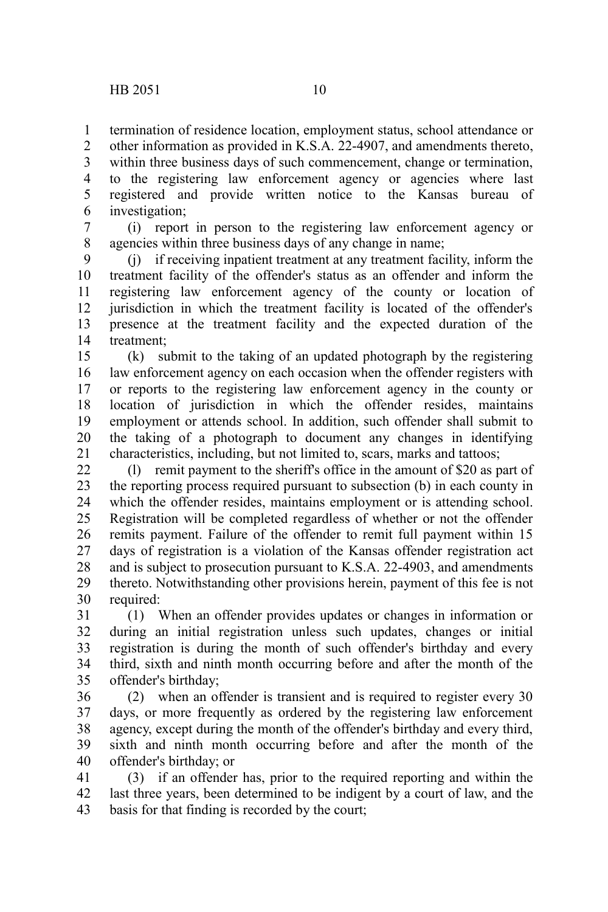termination of residence location, employment status, school attendance or other information as provided in K.S.A. 22-4907, and amendments thereto, within three business days of such commencement, change or termination, to the registering law enforcement agency or agencies where last registered and provide written notice to the Kansas bureau of investigation;

(i) report in person to the registering law enforcement agency or agencies within three business days of any change in name;

(j) if receiving inpatient treatment at any treatment facility, inform the treatment facility of the offender's status as an offender and inform the registering law enforcement agency of the county or location of jurisdiction in which the treatment facility is located of the offender's presence at the treatment facility and the expected duration of the treatment;

(k) submit to the taking of an updated photograph by the registering law enforcement agency on each occasion when the offender registers with or reports to the registering law enforcement agency in the county or location of jurisdiction in which the offender resides, maintains employment or attends school. In addition, such offender shall submit to the taking of a photograph to document any changes in identifying characteristics, including, but not limited to, scars, marks and tattoos;

(l) remit payment to the sheriff's office in the amount of $20 as part of the reporting process required pursuant to subsection (b) in each county in which the offender resides, maintains employment or is attending school. Registration will be completed regardless of whether or not the offender remits payment. Failure of the offender to remit full payment within 15 days of registration is a violation of the Kansas offender registration act and is subject to prosecution pursuant to K.S.A. 22-4903, and amendments thereto. Notwithstanding other provisions herein, payment of this fee is not required:

(1) When an offender provides updates or changes in information or during an initial registration unless such updates, changes or initial registration is during the month of such offender's birthday and every third, sixth and ninth month occurring before and after the month of the offender's birthday;

(2) when an offender is transient and is required to register every 30 days, or more frequently as ordered by the registering law enforcement agency, except during the month of the offender's birthday and every third, sixth and ninth month occurring before and after the month of the offender's birthday; or

(3) if an offender has, prior to the required reporting and within the last three years, been determined to be indigent by a court of law, and the basis for that finding is recorded by the court;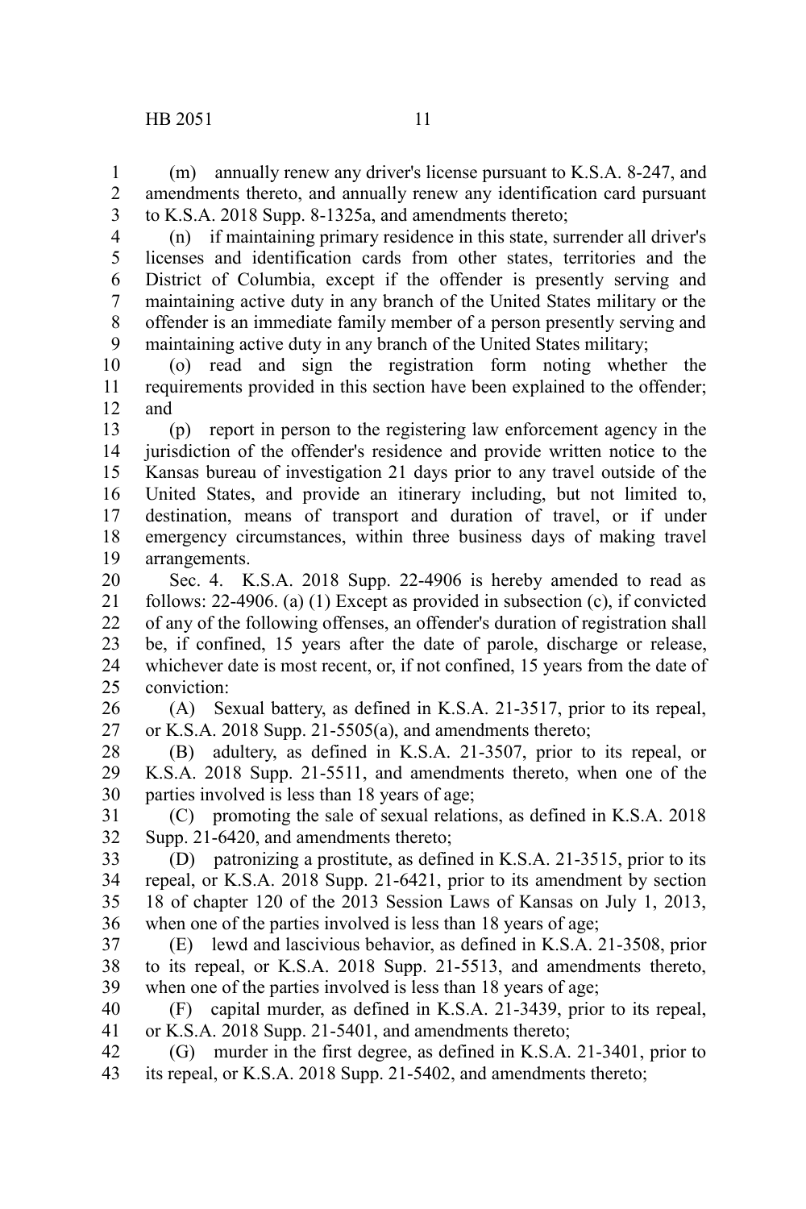(m) annually renew any driver's license pursuant to K.S.A. 8-247, and amendments thereto, and annually renew any identification card pursuant to K.S.A. 2018 Supp. 8-1325a, and amendments thereto;

(n) if maintaining primary residence in this state, surrender all driver's licenses and identification cards from other states, territories and the District of Columbia, except if the offender is presently serving and maintaining active duty in any branch of the United States military or the offender is an immediate family member of a person presently serving and maintaining active duty in any branch of the United States military;

(o) read and sign the registration form noting whether the requirements provided in this section have been explained to the offender; and

(p) report in person to the registering law enforcement agency in the jurisdiction of the offender's residence and provide written notice to the Kansas bureau of investigation 21 days prior to any travel outside of the United States, and provide an itinerary including, but not limited to, destination, means of transport and duration of travel, or if under emergency circumstances, within three business days of making travel arrangements.

Sec. 4. K.S.A. 2018 Supp. 22-4906 is hereby amended to read as follows: 22-4906. (a) (1) Except as provided in subsection (c), if convicted of any of the following offenses, an offender's duration of registration shall be, if confined, 15 years after the date of parole, discharge or release, whichever date is most recent, or, if not confined, 15 years from the date of conviction:

(A) Sexual battery, as defined in K.S.A. 21-3517, prior to its repeal, or K.S.A. 2018 Supp. 21-5505(a), and amendments thereto;

(B) adultery, as defined in K.S.A. 21-3507, prior to its repeal, or K.S.A. 2018 Supp. 21-5511, and amendments thereto, when one of the parties involved is less than 18 years of age;

(C) promoting the sale of sexual relations, as defined in K.S.A. 2018 Supp. 21-6420, and amendments thereto;

(D) patronizing a prostitute, as defined in K.S.A. 21-3515, prior to its repeal, or K.S.A. 2018 Supp. 21-6421, prior to its amendment by section 18 of chapter 120 of the 2013 Session Laws of Kansas on July 1, 2013, when one of the parties involved is less than 18 years of age;

(E) lewd and lascivious behavior, as defined in K.S.A. 21-3508, prior to its repeal, or K.S.A. 2018 Supp. 21-5513, and amendments thereto, when one of the parties involved is less than 18 years of age;

(F) capital murder, as defined in K.S.A. 21-3439, prior to its repeal, or K.S.A. 2018 Supp. 21-5401, and amendments thereto;

(G) murder in the first degree, as defined in K.S.A. 21-3401, prior to its repeal, or K.S.A. 2018 Supp. 21-5402, and amendments thereto;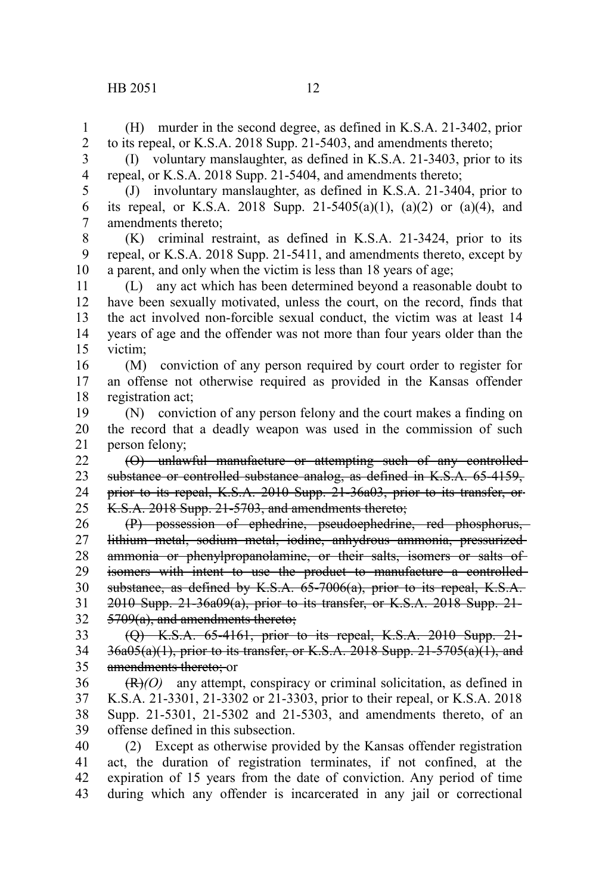(H) murder in the second degree, as defined in K.S.A. 21-3402, prior to its repeal, or K.S.A. 2018 Supp. 21-5403, and amendments thereto;

(I) voluntary manslaughter, as defined in K.S.A. 21-3403, prior to its repeal, or K.S.A. 2018 Supp. 21-5404, and amendments thereto;

(J) involuntary manslaughter, as defined in K.S.A. 21-3404, prior to its repeal, or K.S.A. 2018 Supp. 21-5405(a)(1), (a)(2) or (a)(4), and amendments thereto;

(K) criminal restraint, as defined in K.S.A. 21-3424, prior to its repeal, or K.S.A. 2018 Supp. 21-5411, and amendments thereto, except by a parent, and only when the victim is less than 18 years of age;

(L) any act which has been determined beyond a reasonable doubt to have been sexually motivated, unless the court, on the record, finds that the act involved non-forcible sexual conduct, the victim was at least 14 years of age and the offender was not more than four years older than the victim;

(M) conviction of any person required by court order to register for an offense not otherwise required as provided in the Kansas offender registration act;

(N) conviction of any person felony and the court makes a finding on the record that a deadly weapon was used in the commission of such person felony;

~~(O) unlawful manufacture or attempting such of any controlled substance or controlled substance analog, as defined in K.S.A. 65-4159, prior to its repeal, K.S.A. 2010 Supp. 21-36a03, prior to its transfer, or K.S.A. 2018 Supp. 21-5703, and amendments thereto;~~

~~(P) possession of ephedrine, pseudoephedrine, red phosphorus, lithium metal, sodium metal, iodine, anhydrous ammonia, pressurized ammonia or phenylpropanolamine, or their salts, isomers or salts of isomers with intent to use the product to manufacture a controlled substance, as defined by K.S.A. 65-7006(a), prior to its repeal, K.S.A. 2010 Supp. 21-36a09(a), prior to its transfer, or K.S.A. 2018 Supp. 21-5709(a), and amendments thereto;~~

~~(Q) K.S.A. 65-4161, prior to its repeal, K.S.A. 2010 Supp. 21-36a05(a)(1), prior to its transfer, or K.S.A. 2018 Supp. 21-5705(a)(1), and amendments thereto; or~~

~~(R)~~*(O)* any attempt, conspiracy or criminal solicitation, as defined in K.S.A. 21-3301, 21-3302 or 21-3303, prior to their repeal, or K.S.A. 2018 Supp. 21-5301, 21-5302 and 21-5303, and amendments thereto, of an offense defined in this subsection.

(2) Except as otherwise provided by the Kansas offender registration act, the duration of registration terminates, if not confined, at the expiration of 15 years from the date of conviction. Any period of time during which any offender is incarcerated in any jail or correctional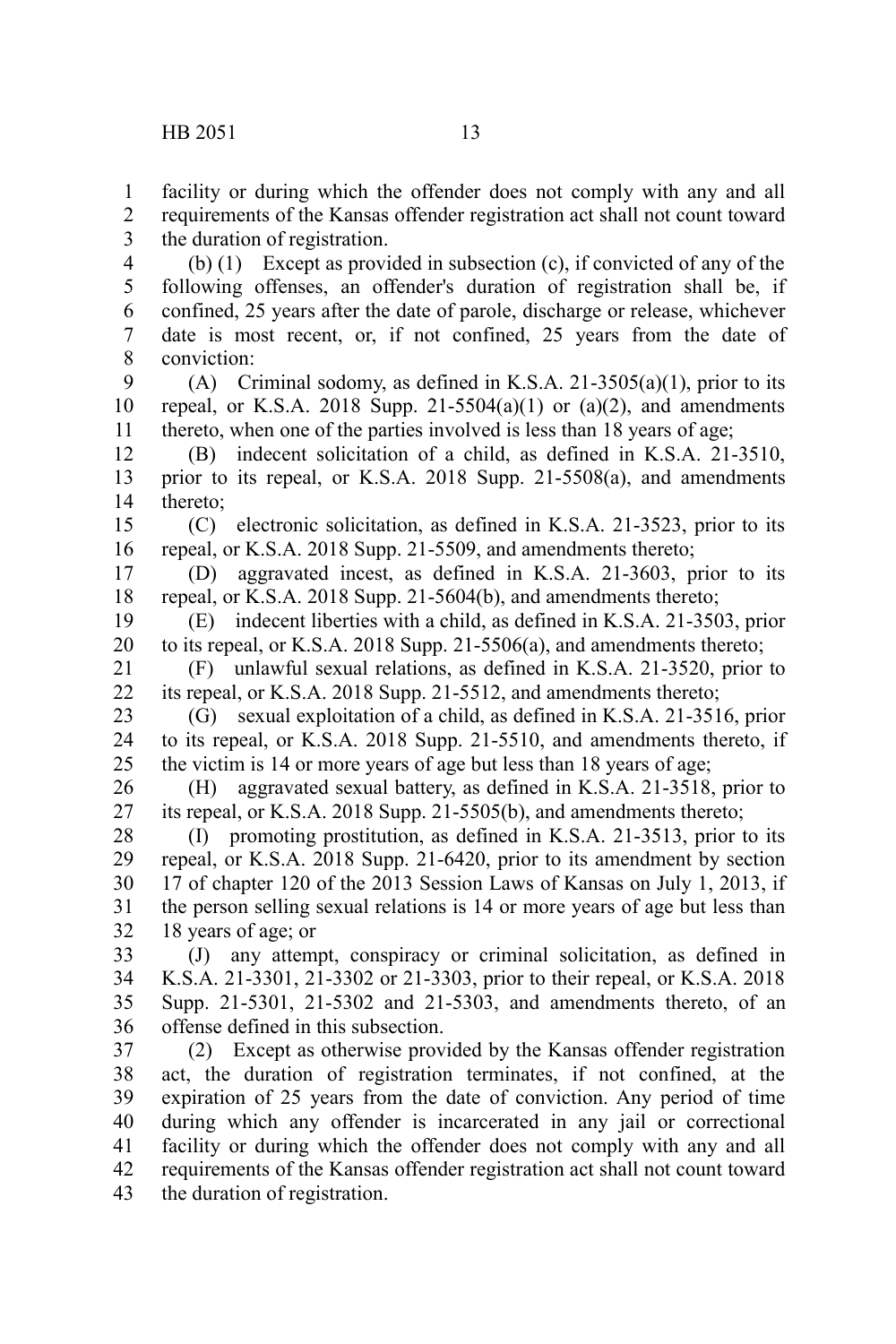facility or during which the offender does not comply with any and all requirements of the Kansas offender registration act shall not count toward the duration of registration.

(b) (1) Except as provided in subsection (c), if convicted of any of the following offenses, an offender's duration of registration shall be, if confined, 25 years after the date of parole, discharge or release, whichever date is most recent, or, if not confined, 25 years from the date of conviction:

(A) Criminal sodomy, as defined in K.S.A. 21-3505(a)(1), prior to its repeal, or K.S.A. 2018 Supp. 21-5504(a)(1) or (a)(2), and amendments thereto, when one of the parties involved is less than 18 years of age;

(B) indecent solicitation of a child, as defined in K.S.A. 21-3510, prior to its repeal, or K.S.A. 2018 Supp. 21-5508(a), and amendments thereto;

(C) electronic solicitation, as defined in K.S.A. 21-3523, prior to its repeal, or K.S.A. 2018 Supp. 21-5509, and amendments thereto;

(D) aggravated incest, as defined in K.S.A. 21-3603, prior to its repeal, or K.S.A. 2018 Supp. 21-5604(b), and amendments thereto;

(E) indecent liberties with a child, as defined in K.S.A. 21-3503, prior to its repeal, or K.S.A. 2018 Supp. 21-5506(a), and amendments thereto;

(F) unlawful sexual relations, as defined in K.S.A. 21-3520, prior to its repeal, or K.S.A. 2018 Supp. 21-5512, and amendments thereto;

(G) sexual exploitation of a child, as defined in K.S.A. 21-3516, prior to its repeal, or K.S.A. 2018 Supp. 21-5510, and amendments thereto, if the victim is 14 or more years of age but less than 18 years of age;

(H) aggravated sexual battery, as defined in K.S.A. 21-3518, prior to its repeal, or K.S.A. 2018 Supp. 21-5505(b), and amendments thereto;

(I) promoting prostitution, as defined in K.S.A. 21-3513, prior to its repeal, or K.S.A. 2018 Supp. 21-6420, prior to its amendment by section 17 of chapter 120 of the 2013 Session Laws of Kansas on July 1, 2013, if the person selling sexual relations is 14 or more years of age but less than 18 years of age; or

(J) any attempt, conspiracy or criminal solicitation, as defined in K.S.A. 21-3301, 21-3302 or 21-3303, prior to their repeal, or K.S.A. 2018 Supp. 21-5301, 21-5302 and 21-5303, and amendments thereto, of an offense defined in this subsection.

(2) Except as otherwise provided by the Kansas offender registration act, the duration of registration terminates, if not confined, at the expiration of 25 years from the date of conviction. Any period of time during which any offender is incarcerated in any jail or correctional facility or during which the offender does not comply with any and all requirements of the Kansas offender registration act shall not count toward the duration of registration.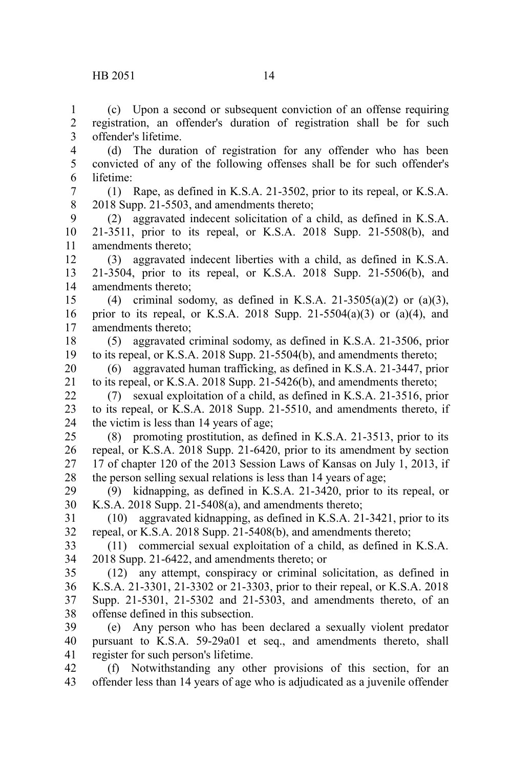(c) Upon a second or subsequent conviction of an offense requiring registration, an offender's duration of registration shall be for such offender's lifetime.

(d) The duration of registration for any offender who has been convicted of any of the following offenses shall be for such offender's lifetime:

(1) Rape, as defined in K.S.A. 21-3502, prior to its repeal, or K.S.A. 2018 Supp. 21-5503, and amendments thereto;

(2) aggravated indecent solicitation of a child, as defined in K.S.A. 21-3511, prior to its repeal, or K.S.A. 2018 Supp. 21-5508(b), and amendments thereto;

(3) aggravated indecent liberties with a child, as defined in K.S.A. 21-3504, prior to its repeal, or K.S.A. 2018 Supp. 21-5506(b), and amendments thereto;

(4) criminal sodomy, as defined in K.S.A. 21-3505(a)(2) or (a)(3), prior to its repeal, or K.S.A. 2018 Supp. 21-5504(a)(3) or (a)(4), and amendments thereto;

(5) aggravated criminal sodomy, as defined in K.S.A. 21-3506, prior to its repeal, or K.S.A. 2018 Supp. 21-5504(b), and amendments thereto;

(6) aggravated human trafficking, as defined in K.S.A. 21-3447, prior to its repeal, or K.S.A. 2018 Supp. 21-5426(b), and amendments thereto;

(7) sexual exploitation of a child, as defined in K.S.A. 21-3516, prior to its repeal, or K.S.A. 2018 Supp. 21-5510, and amendments thereto, if the victim is less than 14 years of age;

(8) promoting prostitution, as defined in K.S.A. 21-3513, prior to its repeal, or K.S.A. 2018 Supp. 21-6420, prior to its amendment by section 17 of chapter 120 of the 2013 Session Laws of Kansas on July 1, 2013, if the person selling sexual relations is less than 14 years of age;

(9) kidnapping, as defined in K.S.A. 21-3420, prior to its repeal, or K.S.A. 2018 Supp. 21-5408(a), and amendments thereto;

(10) aggravated kidnapping, as defined in K.S.A. 21-3421, prior to its repeal, or K.S.A. 2018 Supp. 21-5408(b), and amendments thereto;

(11) commercial sexual exploitation of a child, as defined in K.S.A. 2018 Supp. 21-6422, and amendments thereto; or

(12) any attempt, conspiracy or criminal solicitation, as defined in K.S.A. 21-3301, 21-3302 or 21-3303, prior to their repeal, or K.S.A. 2018 Supp. 21-5301, 21-5302 and 21-5303, and amendments thereto, of an offense defined in this subsection.

(e) Any person who has been declared a sexually violent predator pursuant to K.S.A. 59-29a01 et seq., and amendments thereto, shall register for such person's lifetime.

(f) Notwithstanding any other provisions of this section, for an offender less than 14 years of age who is adjudicated as a juvenile offender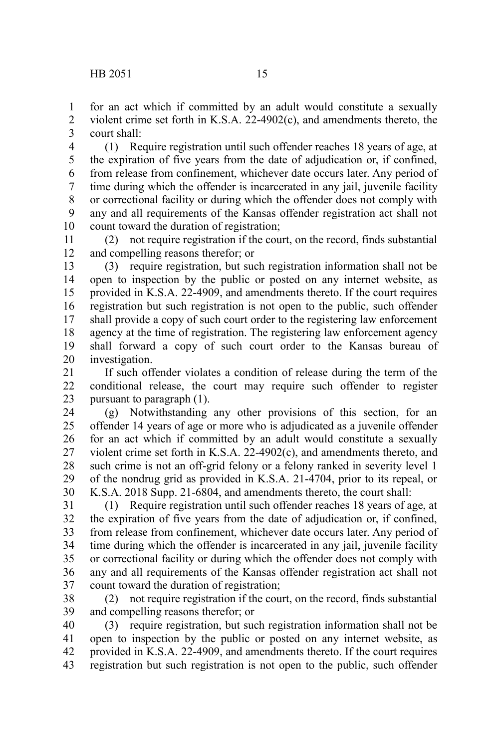for an act which if committed by an adult would constitute a sexually violent crime set forth in K.S.A. 22-4902(c), and amendments thereto, the court shall:

(1) Require registration until such offender reaches 18 years of age, at the expiration of five years from the date of adjudication or, if confined, from release from confinement, whichever date occurs later. Any period of time during which the offender is incarcerated in any jail, juvenile facility or correctional facility or during which the offender does not comply with any and all requirements of the Kansas offender registration act shall not count toward the duration of registration;

(2) not require registration if the court, on the record, finds substantial and compelling reasons therefor; or

(3) require registration, but such registration information shall not be open to inspection by the public or posted on any internet website, as provided in K.S.A. 22-4909, and amendments thereto. If the court requires registration but such registration is not open to the public, such offender shall provide a copy of such court order to the registering law enforcement agency at the time of registration. The registering law enforcement agency shall forward a copy of such court order to the Kansas bureau of investigation.

If such offender violates a condition of release during the term of the conditional release, the court may require such offender to register pursuant to paragraph (1).

(g) Notwithstanding any other provisions of this section, for an offender 14 years of age or more who is adjudicated as a juvenile offender for an act which if committed by an adult would constitute a sexually violent crime set forth in K.S.A. 22-4902(c), and amendments thereto, and such crime is not an off-grid felony or a felony ranked in severity level 1 of the nondrug grid as provided in K.S.A. 21-4704, prior to its repeal, or K.S.A. 2018 Supp. 21-6804, and amendments thereto, the court shall:

(1) Require registration until such offender reaches 18 years of age, at the expiration of five years from the date of adjudication or, if confined, from release from confinement, whichever date occurs later. Any period of time during which the offender is incarcerated in any jail, juvenile facility or correctional facility or during which the offender does not comply with any and all requirements of the Kansas offender registration act shall not count toward the duration of registration;

(2) not require registration if the court, on the record, finds substantial and compelling reasons therefor; or

(3) require registration, but such registration information shall not be open to inspection by the public or posted on any internet website, as provided in K.S.A. 22-4909, and amendments thereto. If the court requires registration but such registration is not open to the public, such offender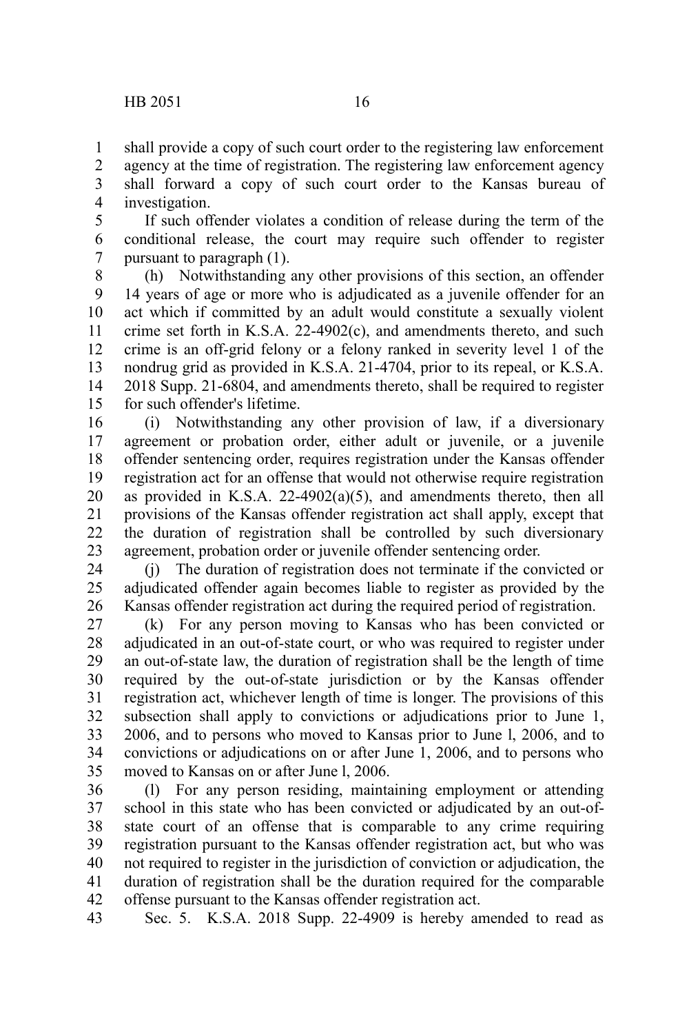shall provide a copy of such court order to the registering law enforcement agency at the time of registration. The registering law enforcement agency shall forward a copy of such court order to the Kansas bureau of investigation.

If such offender violates a condition of release during the term of the conditional release, the court may require such offender to register pursuant to paragraph (1).

(h) Notwithstanding any other provisions of this section, an offender 14 years of age or more who is adjudicated as a juvenile offender for an act which if committed by an adult would constitute a sexually violent crime set forth in K.S.A. 22-4902(c), and amendments thereto, and such crime is an off-grid felony or a felony ranked in severity level 1 of the nondrug grid as provided in K.S.A. 21-4704, prior to its repeal, or K.S.A. 2018 Supp. 21-6804, and amendments thereto, shall be required to register for such offender's lifetime.

(i) Notwithstanding any other provision of law, if a diversionary agreement or probation order, either adult or juvenile, or a juvenile offender sentencing order, requires registration under the Kansas offender registration act for an offense that would not otherwise require registration as provided in K.S.A. 22-4902(a)(5), and amendments thereto, then all provisions of the Kansas offender registration act shall apply, except that the duration of registration shall be controlled by such diversionary agreement, probation order or juvenile offender sentencing order.

(j) The duration of registration does not terminate if the convicted or adjudicated offender again becomes liable to register as provided by the Kansas offender registration act during the required period of registration.

(k) For any person moving to Kansas who has been convicted or adjudicated in an out-of-state court, or who was required to register under an out-of-state law, the duration of registration shall be the length of time required by the out-of-state jurisdiction or by the Kansas offender registration act, whichever length of time is longer. The provisions of this subsection shall apply to convictions or adjudications prior to June 1, 2006, and to persons who moved to Kansas prior to June l, 2006, and to convictions or adjudications on or after June 1, 2006, and to persons who moved to Kansas on or after June l, 2006.

(l) For any person residing, maintaining employment or attending school in this state who has been convicted or adjudicated by an out-of-state court of an offense that is comparable to any crime requiring registration pursuant to the Kansas offender registration act, but who was not required to register in the jurisdiction of conviction or adjudication, the duration of registration shall be the duration required for the comparable offense pursuant to the Kansas offender registration act.

Sec. 5. K.S.A. 2018 Supp. 22-4909 is hereby amended to read as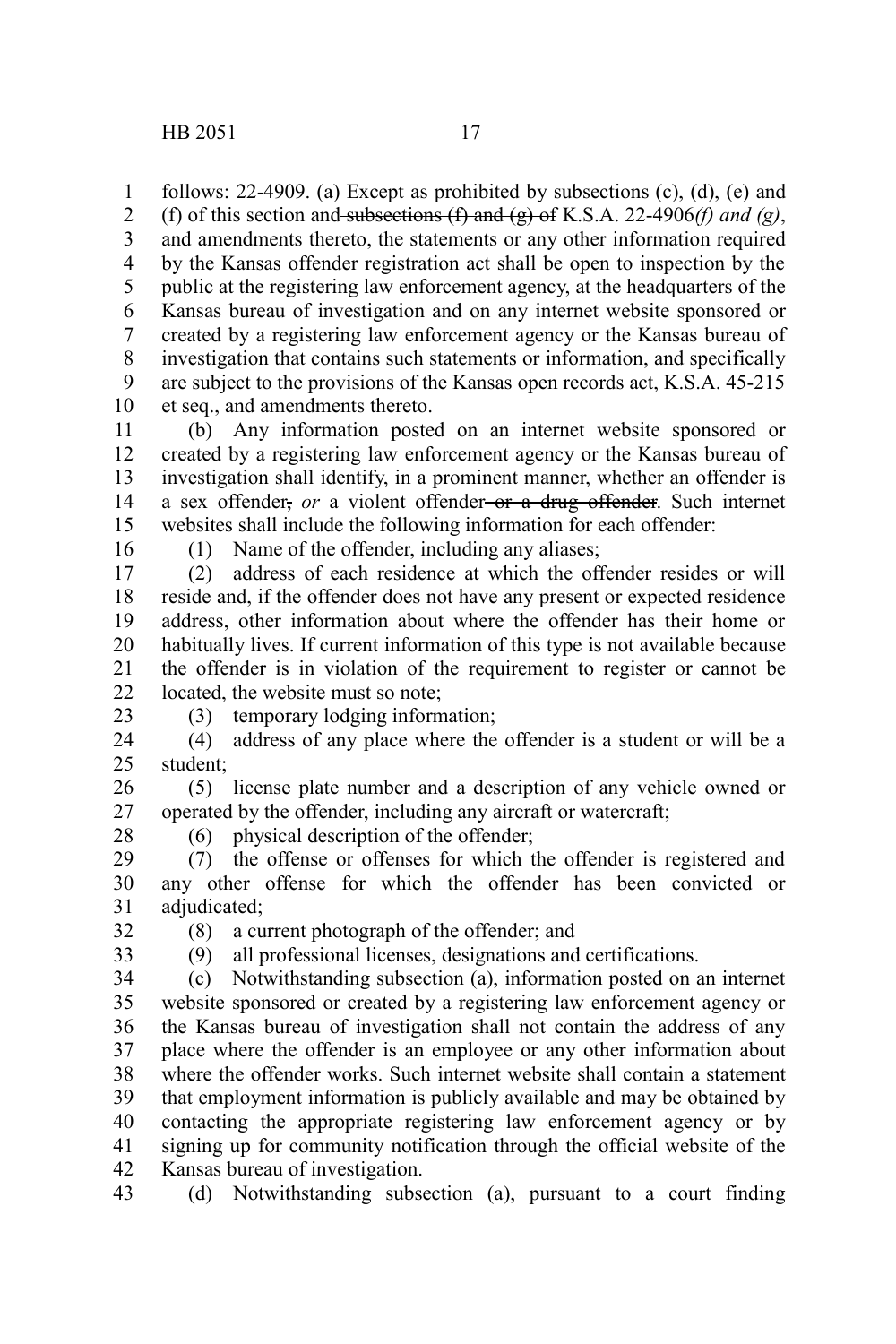follows: 22-4909. (a) Except as prohibited by subsections (c), (d), (e) and (f) of this section and ~~subsections (f) and (g) of~~ K.S.A. 22-4906*(f) and (g)*, and amendments thereto, the statements or any other information required by the Kansas offender registration act shall be open to inspection by the public at the registering law enforcement agency, at the headquarters of the Kansas bureau of investigation and on any internet website sponsored or created by a registering law enforcement agency or the Kansas bureau of investigation that contains such statements or information, and specifically are subject to the provisions of the Kansas open records act, K.S.A. 45-215 et seq., and amendments thereto.

(b) Any information posted on an internet website sponsored or created by a registering law enforcement agency or the Kansas bureau of investigation shall identify, in a prominent manner, whether an offender is a sex offender~~,~~ *or* a violent offender ~~or a drug offender~~. Such internet websites shall include the following information for each offender:

(1) Name of the offender, including any aliases;

(2) address of each residence at which the offender resides or will reside and, if the offender does not have any present or expected residence address, other information about where the offender has their home or habitually lives. If current information of this type is not available because the offender is in violation of the requirement to register or cannot be located, the website must so note;

(3) temporary lodging information;

(4) address of any place where the offender is a student or will be a student;

(5) license plate number and a description of any vehicle owned or operated by the offender, including any aircraft or watercraft;

(6) physical description of the offender;

(7) the offense or offenses for which the offender is registered and any other offense for which the offender has been convicted or adjudicated;

(8) a current photograph of the offender; and

(9) all professional licenses, designations and certifications.

(c) Notwithstanding subsection (a), information posted on an internet website sponsored or created by a registering law enforcement agency or the Kansas bureau of investigation shall not contain the address of any place where the offender is an employee or any other information about where the offender works. Such internet website shall contain a statement that employment information is publicly available and may be obtained by contacting the appropriate registering law enforcement agency or by signing up for community notification through the official website of the Kansas bureau of investigation.

(d) Notwithstanding subsection (a), pursuant to a court finding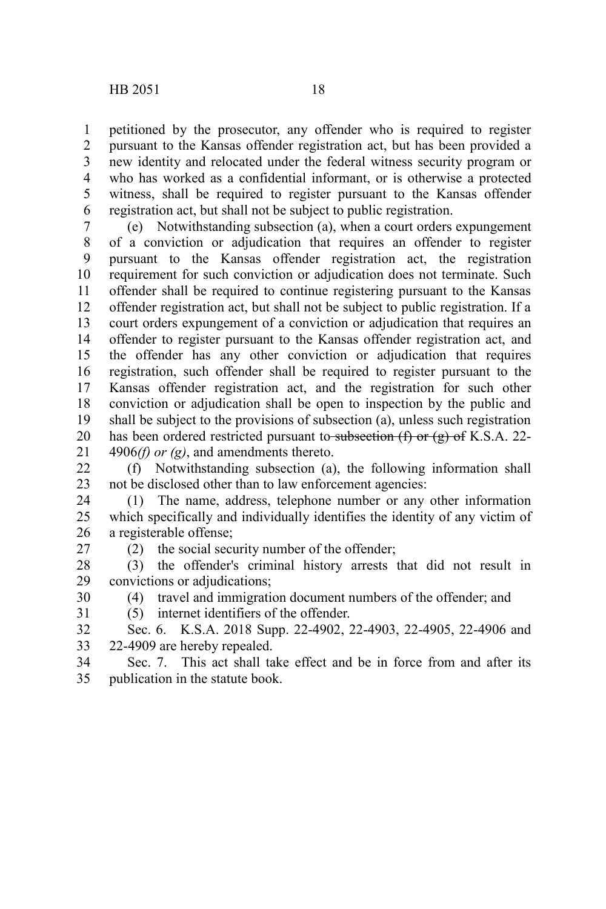petitioned by the prosecutor, any offender who is required to register pursuant to the Kansas offender registration act, but has been provided a new identity and relocated under the federal witness security program or who has worked as a confidential informant, or is otherwise a protected witness, shall be required to register pursuant to the Kansas offender registration act, but shall not be subject to public registration.

(e) Notwithstanding subsection (a), when a court orders expungement of a conviction or adjudication that requires an offender to register pursuant to the Kansas offender registration act, the registration requirement for such conviction or adjudication does not terminate. Such offender shall be required to continue registering pursuant to the Kansas offender registration act, but shall not be subject to public registration. If a court orders expungement of a conviction or adjudication that requires an offender to register pursuant to the Kansas offender registration act, and the offender has any other conviction or adjudication that requires registration, such offender shall be required to register pursuant to the Kansas offender registration act, and the registration for such other conviction or adjudication shall be open to inspection by the public and shall be subject to the provisions of subsection (a), unless such registration has been ordered restricted pursuant to ~~subsection (f) or (g) of~~ K.S.A. 22-4906*(f) or (g)*, and amendments thereto.

(f) Notwithstanding subsection (a), the following information shall not be disclosed other than to law enforcement agencies:

(1) The name, address, telephone number or any other information which specifically and individually identifies the identity of any victim of a registerable offense;

(2) the social security number of the offender;

(3) the offender's criminal history arrests that did not result in convictions or adjudications;

(4) travel and immigration document numbers of the offender; and

(5) internet identifiers of the offender.

Sec. 6. K.S.A. 2018 Supp. 22-4902, 22-4903, 22-4905, 22-4906 and 22-4909 are hereby repealed.

Sec. 7. This act shall take effect and be in force from and after its publication in the statute book.